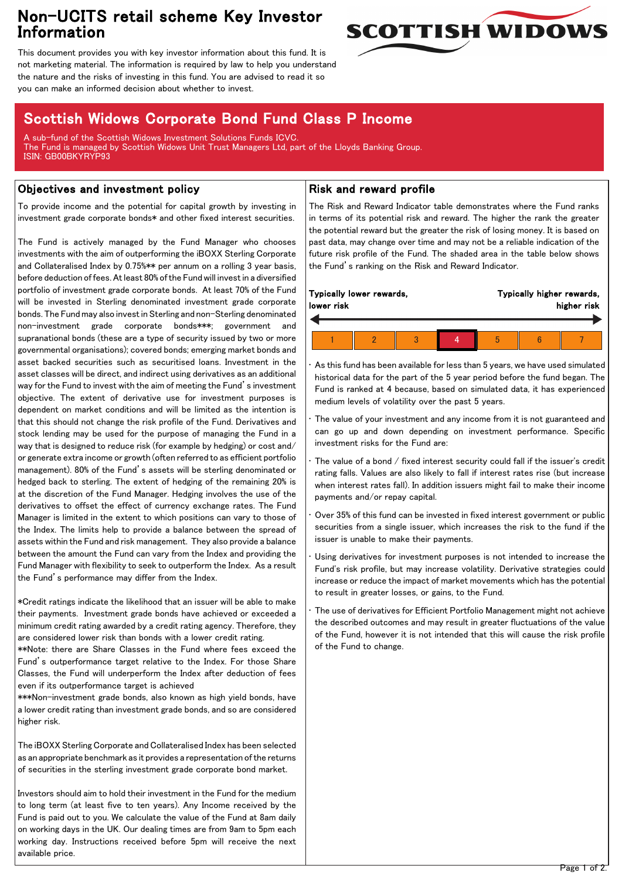# Non-UCITS retail scheme Key Investor Information

This document provides you with key investor information about this fund. It is not marketing material. The information is required by law to help you understand the nature and the risks of investing in this fund. You are advised to read it so you can make an informed decision about whether to invest.

SCOTTISH WIDOWS

## Scottish Widows Corporate Bond Fund Class P Income

A sub-fund of the Scottish Widows Investment Solutions Funds ICVC.
The Fund is managed by Scottish Widows Unit Trust Managers Ltd, part of the Lloyds Banking Group.
ISIN: GB00BKYRYP93

### Objectives and investment policy

To provide income and the potential for capital growth by investing in investment grade corporate bonds* and other fixed interest securities.

The Fund is actively managed by the Fund Manager who chooses investments with the aim of outperforming the iBOXX Sterling Corporate and Collateralised Index by 0.75%** per annum on a rolling 3 year basis, before deduction of fees. At least 80% of the Fund will invest in a diversified portfolio of investment grade corporate bonds. At least 70% of the Fund will be invested in Sterling denominated investment grade corporate bonds. The Fund may also invest in Sterling and non-Sterling denominated non-investment grade corporate bonds***; government and supranational bonds (these are a type of security issued by two or more governmental organisations); covered bonds; emerging market bonds and asset backed securities such as securitised loans. Investment in the asset classes will be direct, and indirect using derivatives as an additional way for the Fund to invest with the aim of meeting the Fund's investment objective. The extent of derivative use for investment purposes is dependent on market conditions and will be limited as the intention is that this should not change the risk profile of the Fund. Derivatives and stock lending may be used for the purpose of managing the Fund in a way that is designed to reduce risk (for example by hedging) or cost and/or generate extra income or growth (often referred to as efficient portfolio management). 80% of the Fund's assets will be sterling denominated or hedged back to sterling. The extent of hedging of the remaining 20% is at the discretion of the Fund Manager. Hedging involves the use of the derivatives to offset the effect of currency exchange rates. The Fund Manager is limited in the extent to which positions can vary to those of the Index. The limits help to provide a balance between the spread of assets within the Fund and risk management. They also provide a balance between the amount the Fund can vary from the Index and providing the Fund Manager with flexibility to seek to outperform the Index. As a result the Fund's performance may differ from the Index.

*Credit ratings indicate the likelihood that an issuer will be able to make their payments. Investment grade bonds have achieved or exceeded a minimum credit rating awarded by a credit rating agency. Therefore, they are considered lower risk than bonds with a lower credit rating.
**Note: there are Share Classes in the Fund where fees exceed the Fund's outperformance target relative to the Index. For those Share Classes, the Fund will underperform the Index after deduction of fees even if its outperformance target is achieved
***Non-investment grade bonds, also known as high yield bonds, have a lower credit rating than investment grade bonds, and so are considered higher risk.

The iBOXX Sterling Corporate and Collateralised Index has been selected as an appropriate benchmark as it provides a representation of the returns of securities in the sterling investment grade corporate bond market.

Investors should aim to hold their investment in the Fund for the medium to long term (at least five to ten years). Any Income received by the Fund is paid out to you. We calculate the value of the Fund at 8am daily on working days in the UK. Our dealing times are from 9am to 5pm each working day. Instructions received before 5pm will receive the next available price.

### Risk and reward profile

The Risk and Reward Indicator table demonstrates where the Fund ranks in terms of its potential risk and reward. The higher the rank the greater the potential reward but the greater the risk of losing money. It is based on past data, may change over time and may not be a reliable indication of the future risk profile of the Fund. The shaded area in the table below shows the Fund's ranking on the Risk and Reward Indicator.

**Typically lower rewards, lower risk** ← → **Typically higher rewards, higher risk**

| 1 | 2 | 3 | **4** | 5 | 6 | 7 |
|---|---|---|---|---|---|---|

- As this fund has been available for less than 5 years, we have used simulated historical data for the part of the 5 year period before the fund began. The Fund is ranked at 4 because, based on simulated data, it has experienced medium levels of volatility over the past 5 years.
- The value of your investment and any income from it is not guaranteed and can go up and down depending on investment performance. Specific investment risks for the Fund are:
- The value of a bond / fixed interest security could fall if the issuer's credit rating falls. Values are also likely to fall if interest rates rise (but increase when interest rates fall). In addition issuers might fail to make their income payments and/or repay capital.
- Over 35% of this fund can be invested in fixed interest government or public securities from a single issuer, which increases the risk to the fund if the issuer is unable to make their payments.
- Using derivatives for investment purposes is not intended to increase the Fund's risk profile, but may increase volatility. Derivative strategies could increase or reduce the impact of market movements which has the potential to result in greater losses, or gains, to the Fund.
- The use of derivatives for Efficient Portfolio Management might not achieve the described outcomes and may result in greater fluctuations of the value of the Fund, however it is not intended that this will cause the risk profile of the Fund to change.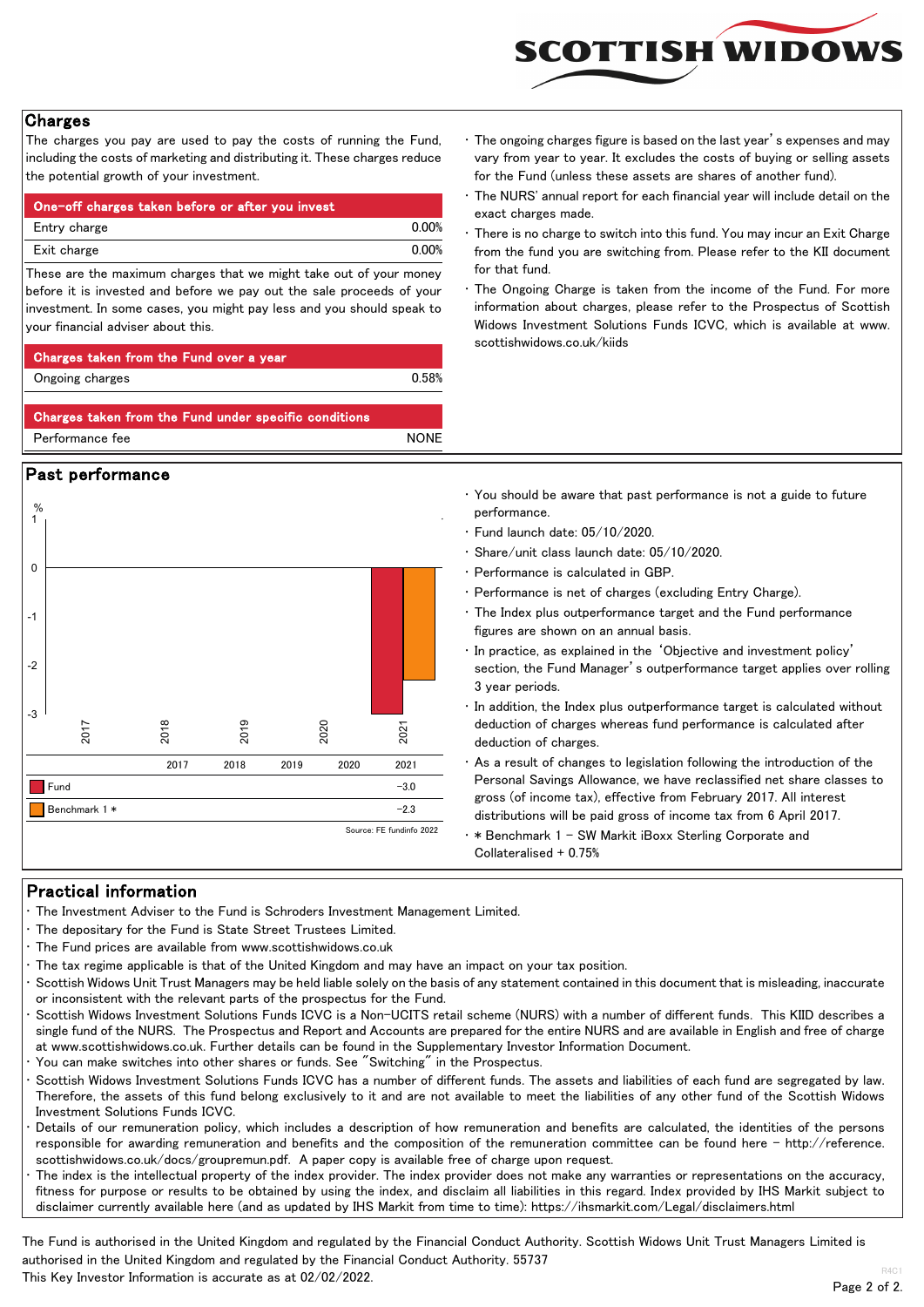## Charges

The charges you pay are used to pay the costs of running the Fund, including the costs of marketing and distributing it. These charges reduce the potential growth of your investment.

| One-off charges taken before or after you invest | |
|---|---|
| Entry charge | 0.00% |
| Exit charge | 0.00% |

These are the maximum charges that we might take out of your money before it is invested and before we pay out the sale proceeds of your investment. In some cases, you might pay less and you should speak to your financial adviser about this.

| Charges taken from the Fund over a year | |
|---|---|
| Ongoing charges | 0.58% |

| Charges taken from the Fund under specific conditions | |
|---|---|
| Performance fee | NONE |

- The ongoing charges figure is based on the last year's expenses and may vary from year to year. It excludes the costs of buying or selling assets for the Fund (unless these assets are shares of another fund).
- The NURS' annual report for each financial year will include detail on the exact charges made.
- There is no charge to switch into this fund. You may incur an Exit Charge from the fund you are switching from. Please refer to the KII document for that fund.
- The Ongoing Charge is taken from the income of the Fund. For more information about charges, please refer to the Prospectus of Scottish Widows Investment Solutions Funds ICVC, which is available at www.scottishwidows.co.uk/kiids

## Past performance

%
1
0
-1
-2
-3
2017 2018 2019 2020 2021

| | 2017 | 2018 | 2019 | 2020 | 2021 |
|---|---|---|---|---|---|
| Fund | | | | | −3.0 |
| Benchmark 1 * | | | | | −2.3 |

Source: FE fundinfo 2022

- You should be aware that past performance is not a guide to future performance.
- Fund launch date: 05/10/2020.
- Share/unit class launch date: 05/10/2020.
- Performance is calculated in GBP.
- Performance is net of charges (excluding Entry Charge).
- The Index plus outperformance target and the Fund performance figures are shown on an annual basis.
- In practice, as explained in the 'Objective and investment policy' section, the Fund Manager's outperformance target applies over rolling 3 year periods.
- In addition, the Index plus outperformance target is calculated without deduction of charges whereas fund performance is calculated after deduction of charges.
- As a result of changes to legislation following the introduction of the Personal Savings Allowance, we have reclassified net share classes to gross (of income tax), effective from February 2017. All interest distributions will be paid gross of income tax from 6 April 2017.
- * Benchmark 1 − SW Markit iBoxx Sterling Corporate and Collateralised + 0.75%

## Practical information

- The Investment Adviser to the Fund is Schroders Investment Management Limited.
- The depositary for the Fund is State Street Trustees Limited.
- The Fund prices are available from www.scottishwidows.co.uk
- The tax regime applicable is that of the United Kingdom and may have an impact on your tax position.
- Scottish Widows Unit Trust Managers may be held liable solely on the basis of any statement contained in this document that is misleading, inaccurate or inconsistent with the relevant parts of the prospectus for the Fund.
- Scottish Widows Investment Solutions Funds ICVC is a Non-UCITS retail scheme (NURS) with a number of different funds. This KIID describes a single fund of the NURS. The Prospectus and Report and Accounts are prepared for the entire NURS and are available in English and free of charge at www.scottishwidows.co.uk. Further details can be found in the Supplementary Investor Information Document.
- You can make switches into other shares or funds. See "Switching" in the Prospectus.
- Scottish Widows Investment Solutions Funds ICVC has a number of different funds. The assets and liabilities of each fund are segregated by law. Therefore, the assets of this fund belong exclusively to it and are not available to meet the liabilities of any other fund of the Scottish Widows Investment Solutions Funds ICVC.
- Details of our remuneration policy, which includes a description of how remuneration and benefits are calculated, the identities of the persons responsible for awarding remuneration and benefits and the composition of the remuneration committee can be found here − http://reference.scottishwidows.co.uk/docs/groupremun.pdf. A paper copy is available free of charge upon request.
- The index is the intellectual property of the index provider. The index provider does not make any warranties or representations on the accuracy, fitness for purpose or results to be obtained by using the index, and disclaim all liabilities in this regard. Index provided by IHS Markit subject to disclaimer currently available here (and as updated by IHS Markit from time to time): https://ihsmarkit.com/Legal/disclaimers.html

The Fund is authorised in the United Kingdom and regulated by the Financial Conduct Authority. Scottish Widows Unit Trust Managers Limited is authorised in the United Kingdom and regulated by the Financial Conduct Authority. 55737

This Key Investor Information is accurate as at 02/02/2022.